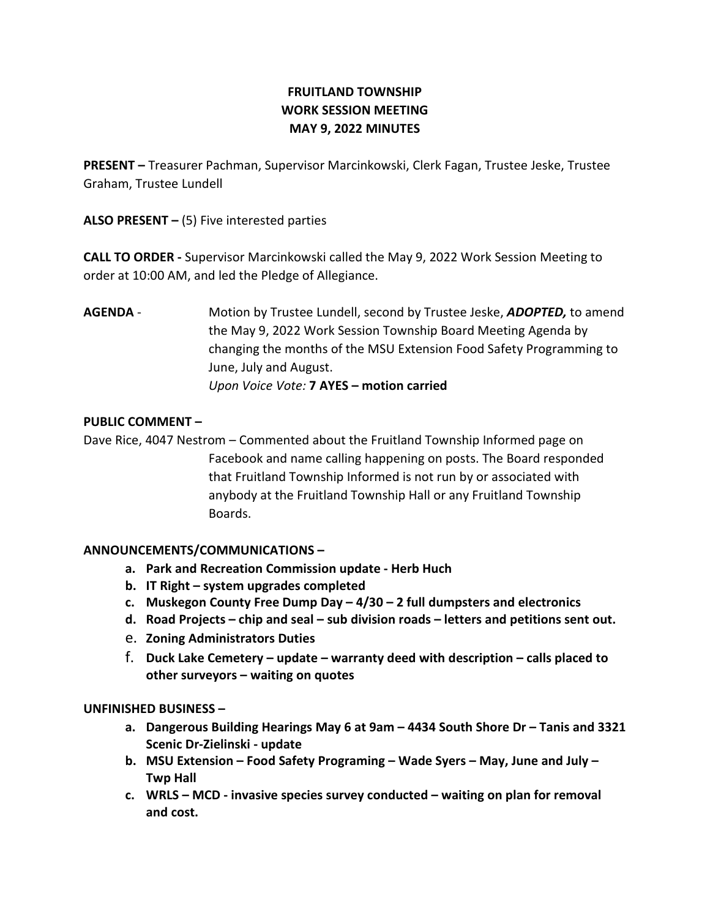**FRUITLAND TOWNSHIP**
**WORK SESSION MEETING**
**MAY 9, 2022 MINUTES**

**PRESENT –** Treasurer Pachman, Supervisor Marcinkowski, Clerk Fagan, Trustee Jeske, Trustee Graham, Trustee Lundell

**ALSO PRESENT –** (5) Five interested parties

**CALL TO ORDER -** Supervisor Marcinkowski called the May 9, 2022 Work Session Meeting to order at 10:00 AM, and led the Pledge of Allegiance.

**AGENDA** - Motion by Trustee Lundell, second by Trustee Jeske, ***ADOPTED,*** to amend the May 9, 2022 Work Session Township Board Meeting Agenda by changing the months of the MSU Extension Food Safety Programming to June, July and August.
*Upon Voice Vote:* **7 AYES – motion carried**

**PUBLIC COMMENT –**

Dave Rice, 4047 Nestrom – Commented about the Fruitland Township Informed page on Facebook and name calling happening on posts. The Board responded that Fruitland Township Informed is not run by or associated with anybody at the Fruitland Township Hall or any Fruitland Township Boards.

**ANNOUNCEMENTS/COMMUNICATIONS –**

a. **Park and Recreation Commission update - Herb Huch**
b. **IT Right – system upgrades completed**
c. **Muskegon County Free Dump Day – 4/30 – 2 full dumpsters and electronics**
d. **Road Projects – chip and seal – sub division roads – letters and petitions sent out.**
e. **Zoning Administrators Duties**
f. **Duck Lake Cemetery – update – warranty deed with description – calls placed to other surveyors – waiting on quotes**

**UNFINISHED BUSINESS –**

a. **Dangerous Building Hearings May 6 at 9am – 4434 South Shore Dr – Tanis and 3321 Scenic Dr-Zielinski - update**
b. **MSU Extension – Food Safety Programing – Wade Syers – May, June and July – Twp Hall**
c. **WRLS – MCD - invasive species survey conducted – waiting on plan for removal and cost.**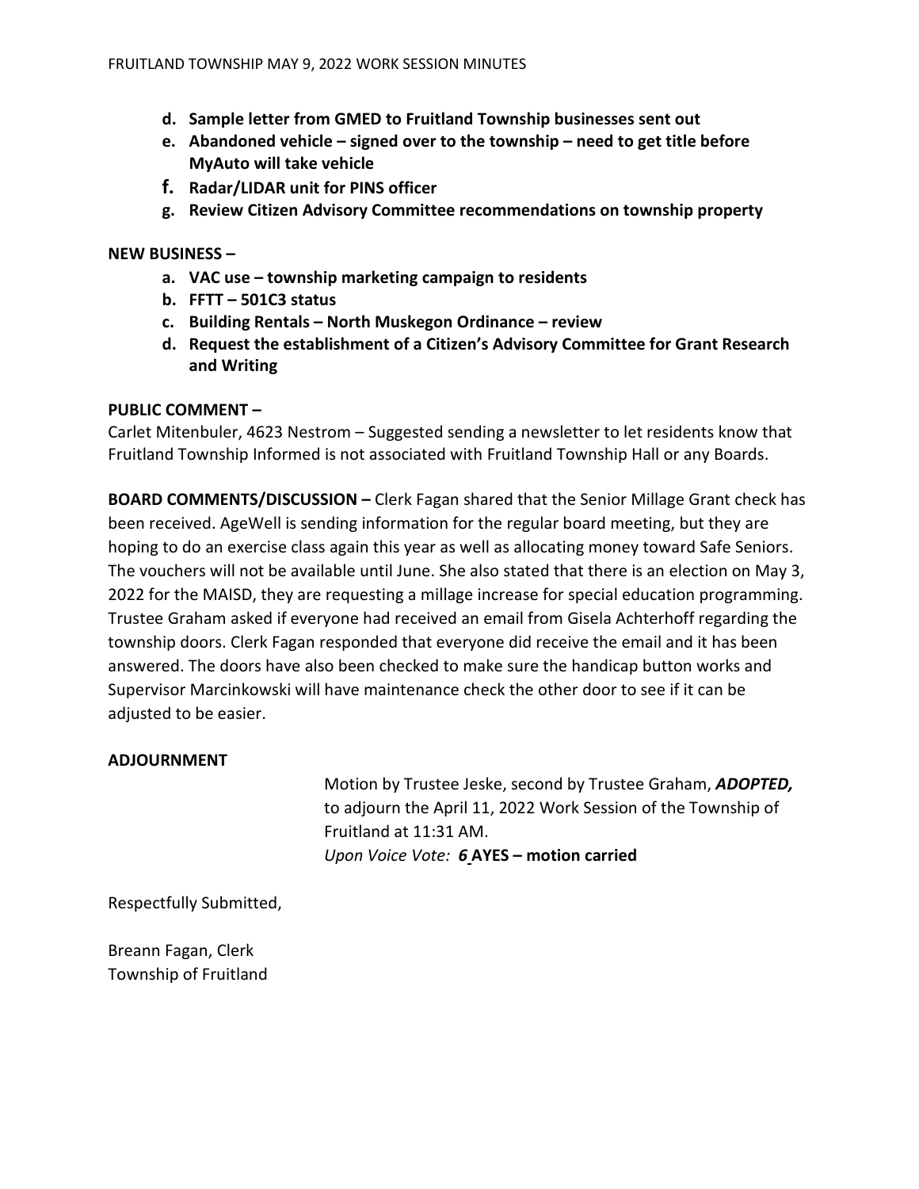- **d. Sample letter from GMED to Fruitland Township businesses sent out**
- **e. Abandoned vehicle – signed over to the township – need to get title before MyAuto will take vehicle**
- **f. Radar/LIDAR unit for PINS officer**
- **g. Review Citizen Advisory Committee recommendations on township property**

**NEW BUSINESS –**

- **a. VAC use – township marketing campaign to residents**
- **b. FFTT – 501C3 status**
- **c. Building Rentals – North Muskegon Ordinance – review**
- **d. Request the establishment of a Citizen's Advisory Committee for Grant Research and Writing**

**PUBLIC COMMENT –**

Carlet Mitenbuler, 4623 Nestrom – Suggested sending a newsletter to let residents know that Fruitland Township Informed is not associated with Fruitland Township Hall or any Boards.

**BOARD COMMENTS/DISCUSSION –** Clerk Fagan shared that the Senior Millage Grant check has been received. AgeWell is sending information for the regular board meeting, but they are hoping to do an exercise class again this year as well as allocating money toward Safe Seniors. The vouchers will not be available until June. She also stated that there is an election on May 3, 2022 for the MAISD, they are requesting a millage increase for special education programming. Trustee Graham asked if everyone had received an email from Gisela Achterhoff regarding the township doors. Clerk Fagan responded that everyone did receive the email and it has been answered. The doors have also been checked to make sure the handicap button works and Supervisor Marcinkowski will have maintenance check the other door to see if it can be adjusted to be easier.

**ADJOURNMENT**

Motion by Trustee Jeske, second by Trustee Graham, ***ADOPTED,*** to adjourn the April 11, 2022 Work Session of the Township of Fruitland at 11:31 AM.
*Upon Voice Vote:* ***6*** **AYES – motion carried**

Respectfully Submitted,

Breann Fagan, Clerk
Township of Fruitland